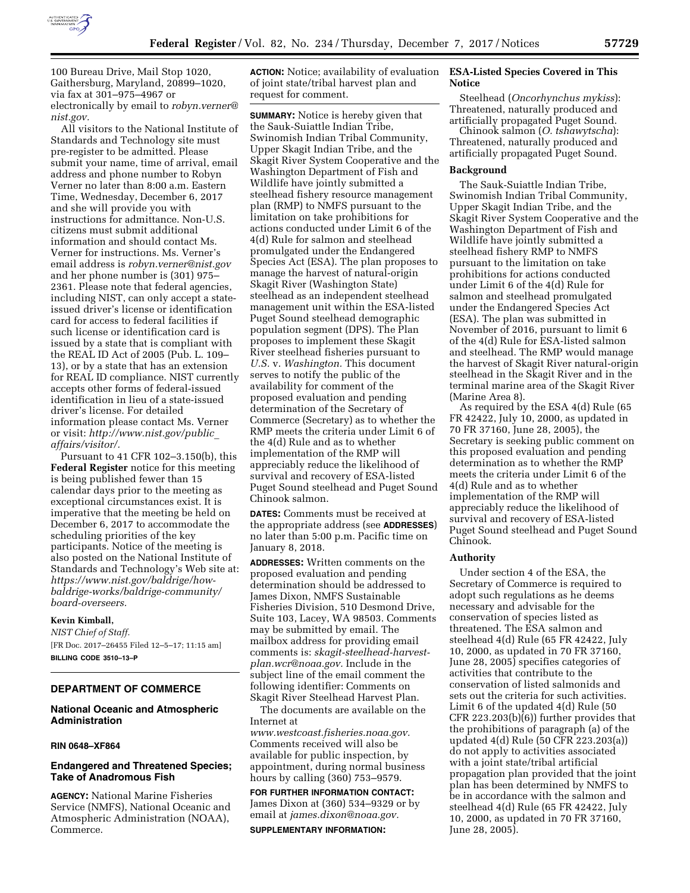100 Bureau Drive, Mail Stop 1020, Gaithersburg, Maryland, 20899–1020, via fax at 301–975–4967 or electronically by email to *robyn.verner@nist.gov.*

All visitors to the National Institute of Standards and Technology site must pre-register to be admitted. Please submit your name, time of arrival, email address and phone number to Robyn Verner no later than 8:00 a.m. Eastern Time, Wednesday, December 6, 2017 and she will provide you with instructions for admittance. Non-U.S. citizens must submit additional information and should contact Ms. Verner for instructions. Ms. Verner's email address is *robyn.verner@nist.gov* and her phone number is (301) 975–2361. Please note that federal agencies, including NIST, can only accept a state-issued driver's license or identification card for access to federal facilities if such license or identification card is issued by a state that is compliant with the REAL ID Act of 2005 (Pub. L. 109–13), or by a state that has an extension for REAL ID compliance. NIST currently accepts other forms of federal-issued identification in lieu of a state-issued driver's license. For detailed information please contact Ms. Verner or visit: *http://www.nist.gov/public_affairs/visitor/.*

Pursuant to 41 CFR 102–3.150(b), this **Federal Register** notice for this meeting is being published fewer than 15 calendar days prior to the meeting as exceptional circumstances exist. It is imperative that the meeting be held on December 6, 2017 to accommodate the scheduling priorities of the key participants. Notice of the meeting is also posted on the National Institute of Standards and Technology's Web site at: *https://www.nist.gov/baldrige/how-baldrige-works/baldrige-community/board-overseers.*

**Kevin Kimball,**

*NIST Chief of Staff.*

[FR Doc. 2017–26455 Filed 12–5–17; 11:15 am]

**BILLING CODE 3510–13–P**

## DEPARTMENT OF COMMERCE

### National Oceanic and Atmospheric Administration

**RIN 0648–XF864**

### Endangered and Threatened Species; Take of Anadromous Fish

**AGENCY:** National Marine Fisheries Service (NMFS), National Oceanic and Atmospheric Administration (NOAA), Commerce.

**ACTION:** Notice; availability of evaluation of joint state/tribal harvest plan and request for comment.

**SUMMARY:** Notice is hereby given that the Sauk-Suiattle Indian Tribe, Swinomish Indian Tribal Community, Upper Skagit Indian Tribe, and the Skagit River System Cooperative and the Washington Department of Fish and Wildlife have jointly submitted a steelhead fishery resource management plan (RMP) to NMFS pursuant to the limitation on take prohibitions for actions conducted under Limit 6 of the 4(d) Rule for salmon and steelhead promulgated under the Endangered Species Act (ESA). The plan proposes to manage the harvest of natural-origin Skagit River (Washington State) steelhead as an independent steelhead management unit within the ESA-listed Puget Sound steelhead demographic population segment (DPS). The Plan proposes to implement these Skagit River steelhead fisheries pursuant to *U.S.* v. *Washington.* This document serves to notify the public of the availability for comment of the proposed evaluation and pending determination of the Secretary of Commerce (Secretary) as to whether the RMP meets the criteria under Limit 6 of the 4(d) Rule and as to whether implementation of the RMP will appreciably reduce the likelihood of survival and recovery of ESA-listed Puget Sound steelhead and Puget Sound Chinook salmon.

**DATES:** Comments must be received at the appropriate address (see **ADDRESSES**) no later than 5:00 p.m. Pacific time on January 8, 2018.

**ADDRESSES:** Written comments on the proposed evaluation and pending determination should be addressed to James Dixon, NMFS Sustainable Fisheries Division, 510 Desmond Drive, Suite 103, Lacey, WA 98503. Comments may be submitted by email. The mailbox address for providing email comments is: *skagit-steelhead-harvest-plan.wcr@noaa.gov.* Include in the subject line of the email comment the following identifier: Comments on Skagit River Steelhead Harvest Plan.

The documents are available on the Internet at *www.westcoast.fisheries.noaa.gov.* Comments received will also be available for public inspection, by appointment, during normal business hours by calling (360) 753–9579.

**FOR FURTHER INFORMATION CONTACT:** James Dixon at (360) 534–9329 or by email at *james.dixon@noaa.gov.*

**SUPPLEMENTARY INFORMATION:**

### ESA-Listed Species Covered in This Notice

Steelhead (*Oncorhynchus mykiss*): Threatened, naturally produced and artificially propagated Puget Sound.

Chinook salmon (*O. tshawytscha*): Threatened, naturally produced and artificially propagated Puget Sound.

### Background

The Sauk-Suiattle Indian Tribe, Swinomish Indian Tribal Community, Upper Skagit Indian Tribe, and the Skagit River System Cooperative and the Washington Department of Fish and Wildlife have jointly submitted a steelhead fishery RMP to NMFS pursuant to the limitation on take prohibitions for actions conducted under Limit 6 of the 4(d) Rule for salmon and steelhead promulgated under the Endangered Species Act (ESA). The plan was submitted in November of 2016, pursuant to limit 6 of the 4(d) Rule for ESA-listed salmon and steelhead. The RMP would manage the harvest of Skagit River natural-origin steelhead in the Skagit River and in the terminal marine area of the Skagit River (Marine Area 8).

As required by the ESA 4(d) Rule (65 FR 42422, July 10, 2000, as updated in 70 FR 37160, June 28, 2005), the Secretary is seeking public comment on this proposed evaluation and pending determination as to whether the RMP meets the criteria under Limit 6 of the 4(d) Rule and as to whether implementation of the RMP will appreciably reduce the likelihood of survival and recovery of ESA-listed Puget Sound steelhead and Puget Sound Chinook.

### Authority

Under section 4 of the ESA, the Secretary of Commerce is required to adopt such regulations as he deems necessary and advisable for the conservation of species listed as threatened. The ESA salmon and steelhead 4(d) Rule (65 FR 42422, July 10, 2000, as updated in 70 FR 37160, June 28, 2005) specifies categories of activities that contribute to the conservation of listed salmonids and sets out the criteria for such activities. Limit 6 of the updated 4(d) Rule (50 CFR 223.203(b)(6)) further provides that the prohibitions of paragraph (a) of the updated 4(d) Rule (50 CFR 223.203(a)) do not apply to activities associated with a joint state/tribal artificial propagation plan provided that the joint plan has been determined by NMFS to be in accordance with the salmon and steelhead 4(d) Rule (65 FR 42422, July 10, 2000, as updated in 70 FR 37160, June 28, 2005).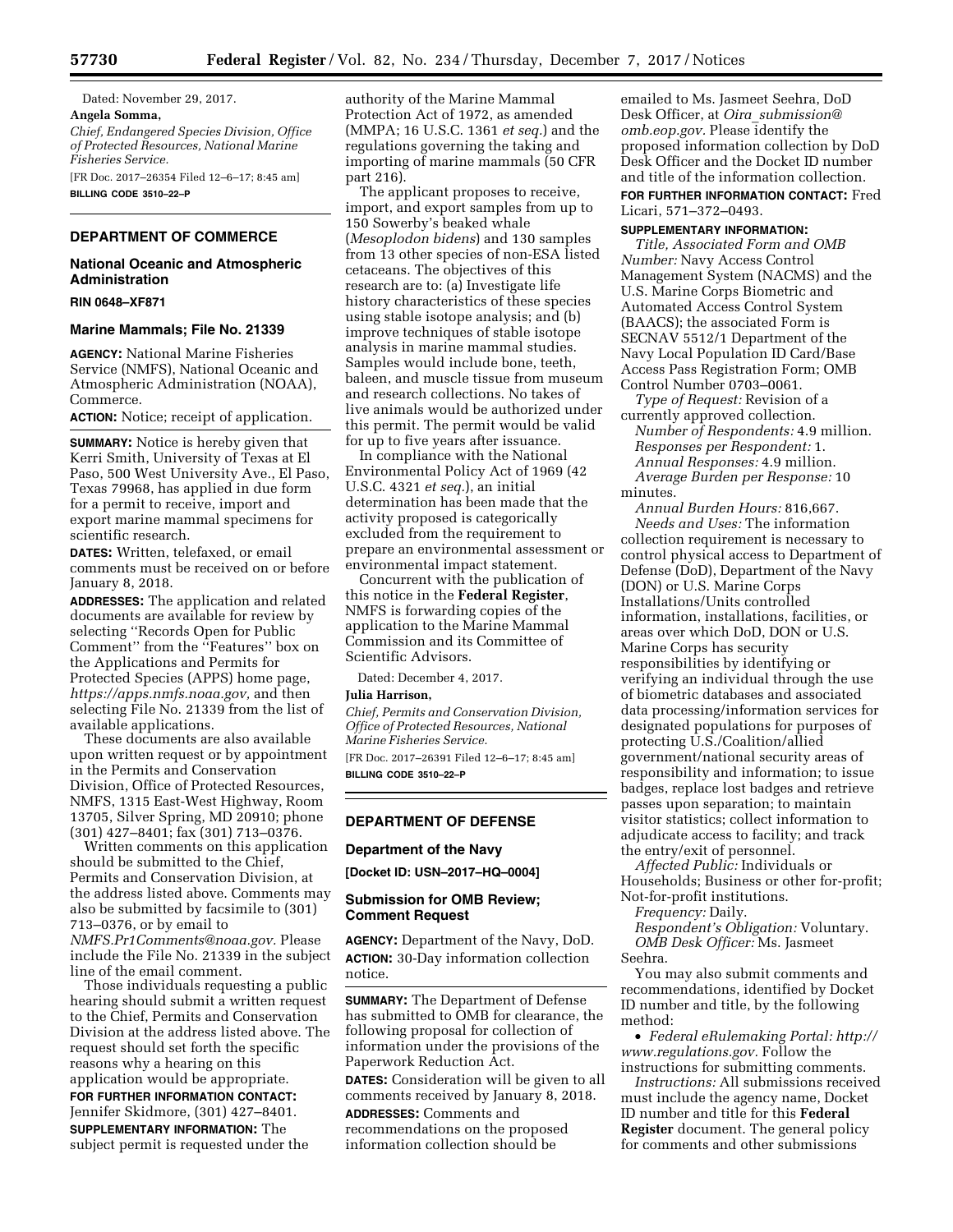Dated: November 29, 2017.

**Angela Somma,**

*Chief, Endangered Species Division, Office of Protected Resources, National Marine Fisheries Service.*

[FR Doc. 2017–26354 Filed 12–6–17; 8:45 am]

**BILLING CODE 3510–22–P**

## DEPARTMENT OF COMMERCE

### National Oceanic and Atmospheric Administration

**RIN 0648–XF871**

### Marine Mammals; File No. 21339

**AGENCY:** National Marine Fisheries Service (NMFS), National Oceanic and Atmospheric Administration (NOAA), Commerce.

**ACTION:** Notice; receipt of application.

**SUMMARY:** Notice is hereby given that Kerri Smith, University of Texas at El Paso, 500 West University Ave., El Paso, Texas 79968, has applied in due form for a permit to receive, import and export marine mammal specimens for scientific research.

**DATES:** Written, telefaxed, or email comments must be received on or before January 8, 2018.

**ADDRESSES:** The application and related documents are available for review by selecting ''Records Open for Public Comment'' from the ''Features'' box on the Applications and Permits for Protected Species (APPS) home page, *https://apps.nmfs.noaa.gov,* and then selecting File No. 21339 from the list of available applications.

These documents are also available upon written request or by appointment in the Permits and Conservation Division, Office of Protected Resources, NMFS, 1315 East-West Highway, Room 13705, Silver Spring, MD 20910; phone (301) 427–8401; fax (301) 713–0376.

Written comments on this application should be submitted to the Chief, Permits and Conservation Division, at the address listed above. Comments may also be submitted by facsimile to (301) 713–0376, or by email to *NMFS.Pr1Comments@noaa.gov.* Please include the File No. 21339 in the subject line of the email comment.

Those individuals requesting a public hearing should submit a written request to the Chief, Permits and Conservation Division at the address listed above. The request should set forth the specific reasons why a hearing on this application would be appropriate.

**FOR FURTHER INFORMATION CONTACT:** Jennifer Skidmore, (301) 427–8401.

**SUPPLEMENTARY INFORMATION:** The subject permit is requested under the authority of the Marine Mammal Protection Act of 1972, as amended (MMPA; 16 U.S.C. 1361 *et seq.*) and the regulations governing the taking and importing of marine mammals (50 CFR part 216).

The applicant proposes to receive, import, and export samples from up to 150 Sowerby's beaked whale (*Mesoplodon bidens*) and 130 samples from 13 other species of non-ESA listed cetaceans. The objectives of this research are to: (a) Investigate life history characteristics of these species using stable isotope analysis; and (b) improve techniques of stable isotope analysis in marine mammal studies. Samples would include bone, teeth, baleen, and muscle tissue from museum and research collections. No takes of live animals would be authorized under this permit. The permit would be valid for up to five years after issuance.

In compliance with the National Environmental Policy Act of 1969 (42 U.S.C. 4321 *et seq.*), an initial determination has been made that the activity proposed is categorically excluded from the requirement to prepare an environmental assessment or environmental impact statement.

Concurrent with the publication of this notice in the **Federal Register**, NMFS is forwarding copies of the application to the Marine Mammal Commission and its Committee of Scientific Advisors.

Dated: December 4, 2017.

**Julia Harrison,**

*Chief, Permits and Conservation Division, Office of Protected Resources, National Marine Fisheries Service.*

[FR Doc. 2017–26391 Filed 12–6–17; 8:45 am]

**BILLING CODE 3510–22–P**

## DEPARTMENT OF DEFENSE

### Department of the Navy

**[Docket ID: USN–2017–HQ–0004]**

### Submission for OMB Review; Comment Request

**AGENCY:** Department of the Navy, DoD.

**ACTION:** 30-Day information collection notice.

**SUMMARY:** The Department of Defense has submitted to OMB for clearance, the following proposal for collection of information under the provisions of the Paperwork Reduction Act.

**DATES:** Consideration will be given to all comments received by January 8, 2018.

**ADDRESSES:** Comments and recommendations on the proposed information collection should be emailed to Ms. Jasmeet Seehra, DoD Desk Officer, at *Oira_submission@omb.eop.gov.* Please identify the proposed information collection by DoD Desk Officer and the Docket ID number and title of the information collection.

**FOR FURTHER INFORMATION CONTACT:** Fred Licari, 571–372–0493.

**SUPPLEMENTARY INFORMATION:**

*Title, Associated Form and OMB Number:* Navy Access Control Management System (NACMS) and the U.S. Marine Corps Biometric and Automated Access Control System (BAACS); the associated Form is SECNAV 5512/1 Department of the Navy Local Population ID Card/Base Access Pass Registration Form; OMB Control Number 0703–0061.

*Type of Request:* Revision of a currently approved collection.

*Number of Respondents:* 4.9 million.

*Responses per Respondent:* 1.

*Annual Responses:* 4.9 million.

*Average Burden per Response:* 10 minutes.

*Annual Burden Hours:* 816,667.

*Needs and Uses:* The information collection requirement is necessary to control physical access to Department of Defense (DoD), Department of the Navy (DON) or U.S. Marine Corps Installations/Units controlled information, installations, facilities, or areas over which DoD, DON or U.S. Marine Corps has security responsibilities by identifying or verifying an individual through the use of biometric databases and associated data processing/information services for designated populations for purposes of protecting U.S./Coalition/allied government/national security areas of responsibility and information; to issue badges, replace lost badges and retrieve passes upon separation; to maintain visitor statistics; collect information to adjudicate access to facility; and track the entry/exit of personnel.

*Affected Public:* Individuals or Households; Business or other for-profit; Not-for-profit institutions.

*Frequency:* Daily.

*Respondent's Obligation:* Voluntary.

*OMB Desk Officer:* Ms. Jasmeet Seehra.

You may also submit comments and recommendations, identified by Docket ID number and title, by the following method:

- *Federal eRulemaking Portal: http://www.regulations.gov.* Follow the instructions for submitting comments.

*Instructions:* All submissions received must include the agency name, Docket ID number and title for this **Federal Register** document. The general policy for comments and other submissions